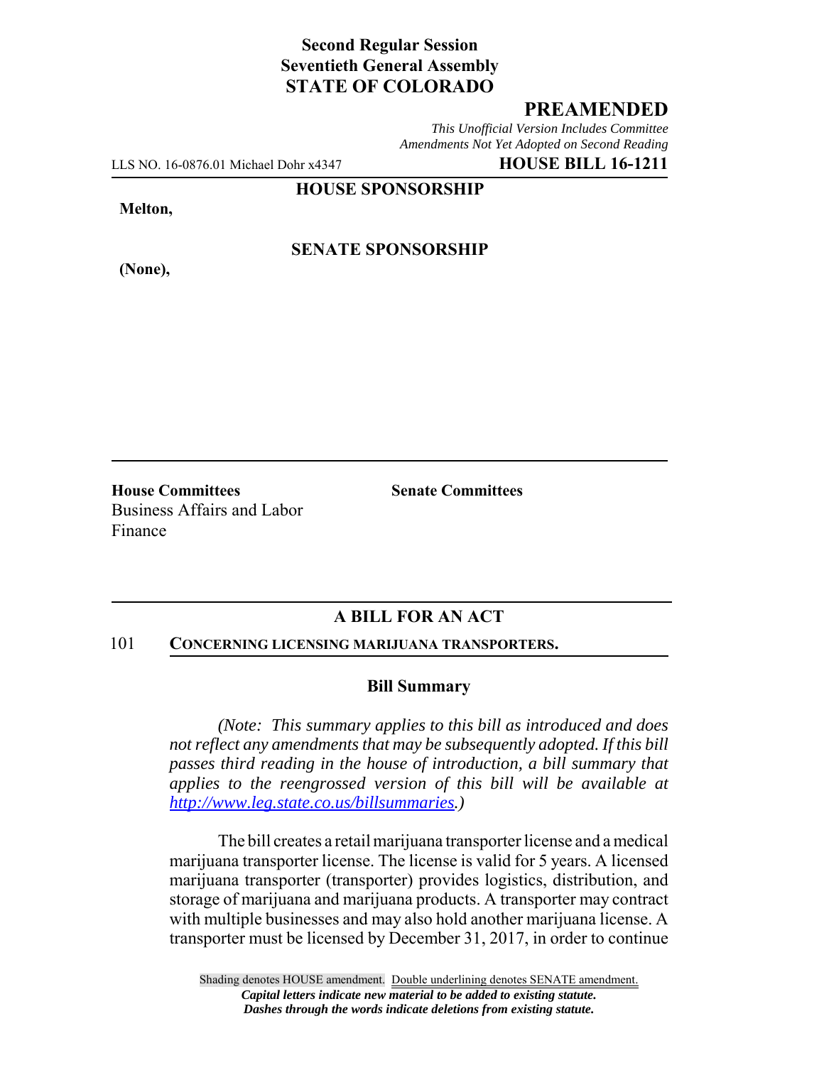**Second Regular Session**
**Seventieth General Assembly**
**STATE OF COLORADO**

## PREAMENDED

*This Unofficial Version Includes Committee Amendments Not Yet Adopted on Second Reading*

LLS NO. 16-0876.01 Michael Dohr x4347 **HOUSE BILL 16-1211**

**HOUSE SPONSORSHIP**

**Melton,**

**SENATE SPONSORSHIP**

**(None),**

**House Committees**
Business Affairs and Labor
Finance

**Senate Committees**

## A BILL FOR AN ACT

101 **CONCERNING LICENSING MARIJUANA TRANSPORTERS.**

### Bill Summary

*(Note: This summary applies to this bill as introduced and does not reflect any amendments that may be subsequently adopted. If this bill passes third reading in the house of introduction, a bill summary that applies to the reengrossed version of this bill will be available at http://www.leg.state.co.us/billsummaries.)*

The bill creates a retail marijuana transporter license and a medical marijuana transporter license. The license is valid for 5 years. A licensed marijuana transporter (transporter) provides logistics, distribution, and storage of marijuana and marijuana products. A transporter may contract with multiple businesses and may also hold another marijuana license. A transporter must be licensed by December 31, 2017, in order to continue

Shading denotes HOUSE amendment. Double underlining denotes SENATE amendment.
*Capital letters indicate new material to be added to existing statute.*
*Dashes through the words indicate deletions from existing statute.*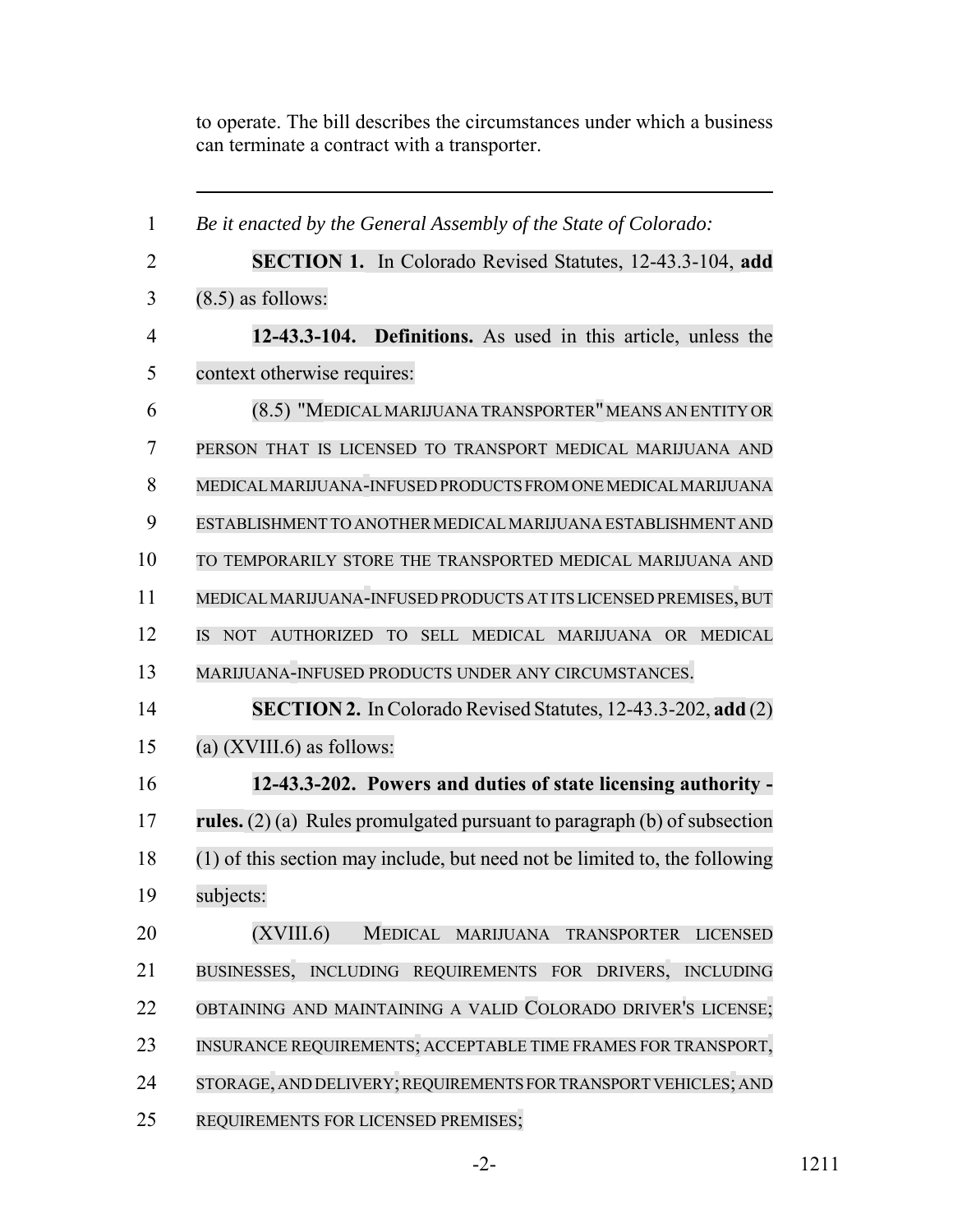to operate. The bill describes the circumstances under which a business can terminate a contract with a transporter.

---

1 *Be it enacted by the General Assembly of the State of Colorado:*

2 **SECTION 1.** In Colorado Revised Statutes, 12-43.3-104, **add**
3 (8.5) as follows:

4 **12-43.3-104. Definitions.** As used in this article, unless the
5 context otherwise requires:

6 (8.5) "MEDICAL MARIJUANA TRANSPORTER" MEANS AN ENTITY OR
7 PERSON THAT IS LICENSED TO TRANSPORT MEDICAL MARIJUANA AND
8 MEDICAL MARIJUANA-INFUSED PRODUCTS FROM ONE MEDICAL MARIJUANA
9 ESTABLISHMENT TO ANOTHER MEDICAL MARIJUANA ESTABLISHMENT AND
10 TO TEMPORARILY STORE THE TRANSPORTED MEDICAL MARIJUANA AND
11 MEDICAL MARIJUANA-INFUSED PRODUCTS AT ITS LICENSED PREMISES, BUT
12 IS NOT AUTHORIZED TO SELL MEDICAL MARIJUANA OR MEDICAL
13 MARIJUANA-INFUSED PRODUCTS UNDER ANY CIRCUMSTANCES.

14 **SECTION 2.** In Colorado Revised Statutes, 12-43.3-202, **add** (2)
15 (a) (XVIII.6) as follows:

16 **12-43.3-202. Powers and duties of state licensing authority -**
17 **rules.** (2) (a) Rules promulgated pursuant to paragraph (b) of subsection
18 (1) of this section may include, but need not be limited to, the following
19 subjects:

20 (XVIII.6) MEDICAL MARIJUANA TRANSPORTER LICENSED
21 BUSINESSES, INCLUDING REQUIREMENTS FOR DRIVERS, INCLUDING
22 OBTAINING AND MAINTAINING A VALID COLORADO DRIVER'S LICENSE;
23 INSURANCE REQUIREMENTS; ACCEPTABLE TIME FRAMES FOR TRANSPORT,
24 STORAGE, AND DELIVERY; REQUIREMENTS FOR TRANSPORT VEHICLES; AND
25 REQUIREMENTS FOR LICENSED PREMISES;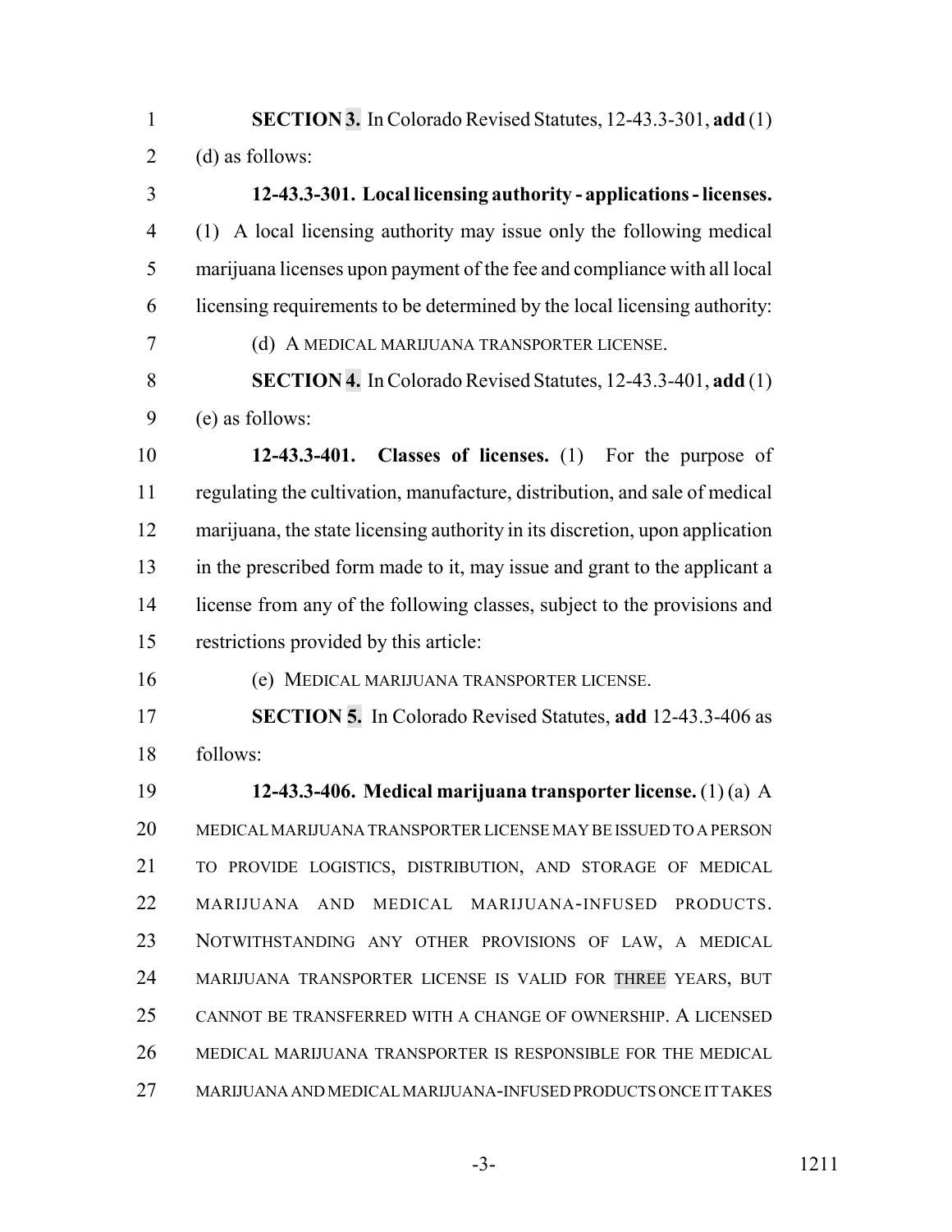**SECTION 3.** In Colorado Revised Statutes, 12-43.3-301, **add** (1) (d) as follows:

**12-43.3-301. Local licensing authority - applications - licenses.** (1) A local licensing authority may issue only the following medical marijuana licenses upon payment of the fee and compliance with all local licensing requirements to be determined by the local licensing authority:

(d) A MEDICAL MARIJUANA TRANSPORTER LICENSE.

**SECTION 4.** In Colorado Revised Statutes, 12-43.3-401, **add** (1) (e) as follows:

**12-43.3-401. Classes of licenses.** (1) For the purpose of regulating the cultivation, manufacture, distribution, and sale of medical marijuana, the state licensing authority in its discretion, upon application in the prescribed form made to it, may issue and grant to the applicant a license from any of the following classes, subject to the provisions and restrictions provided by this article:

(e) MEDICAL MARIJUANA TRANSPORTER LICENSE.

**SECTION 5.** In Colorado Revised Statutes, **add** 12-43.3-406 as follows:

**12-43.3-406. Medical marijuana transporter license.** (1) (a) A MEDICAL MARIJUANA TRANSPORTER LICENSE MAY BE ISSUED TO A PERSON TO PROVIDE LOGISTICS, DISTRIBUTION, AND STORAGE OF MEDICAL MARIJUANA AND MEDICAL MARIJUANA-INFUSED PRODUCTS. NOTWITHSTANDING ANY OTHER PROVISIONS OF LAW, A MEDICAL MARIJUANA TRANSPORTER LICENSE IS VALID FOR THREE YEARS, BUT CANNOT BE TRANSFERRED WITH A CHANGE OF OWNERSHIP. A LICENSED MEDICAL MARIJUANA TRANSPORTER IS RESPONSIBLE FOR THE MEDICAL MARIJUANA AND MEDICAL MARIJUANA-INFUSED PRODUCTS ONCE IT TAKES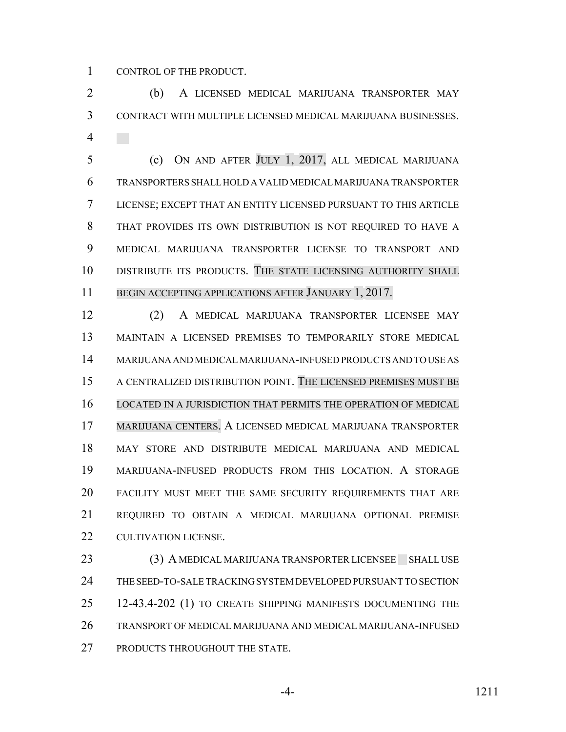CONTROL OF THE PRODUCT.

(b) A LICENSED MEDICAL MARIJUANA TRANSPORTER MAY CONTRACT WITH MULTIPLE LICENSED MEDICAL MARIJUANA BUSINESSES.

(c) ON AND AFTER JULY 1, 2017, ALL MEDICAL MARIJUANA TRANSPORTERS SHALL HOLD A VALID MEDICAL MARIJUANA TRANSPORTER LICENSE; EXCEPT THAT AN ENTITY LICENSED PURSUANT TO THIS ARTICLE THAT PROVIDES ITS OWN DISTRIBUTION IS NOT REQUIRED TO HAVE A MEDICAL MARIJUANA TRANSPORTER LICENSE TO TRANSPORT AND DISTRIBUTE ITS PRODUCTS. THE STATE LICENSING AUTHORITY SHALL BEGIN ACCEPTING APPLICATIONS AFTER JANUARY 1, 2017.

(2) A MEDICAL MARIJUANA TRANSPORTER LICENSEE MAY MAINTAIN A LICENSED PREMISES TO TEMPORARILY STORE MEDICAL MARIJUANA AND MEDICAL MARIJUANA-INFUSED PRODUCTS AND TO USE AS A CENTRALIZED DISTRIBUTION POINT. THE LICENSED PREMISES MUST BE LOCATED IN A JURISDICTION THAT PERMITS THE OPERATION OF MEDICAL MARIJUANA CENTERS. A LICENSED MEDICAL MARIJUANA TRANSPORTER MAY STORE AND DISTRIBUTE MEDICAL MARIJUANA AND MEDICAL MARIJUANA-INFUSED PRODUCTS FROM THIS LOCATION. A STORAGE FACILITY MUST MEET THE SAME SECURITY REQUIREMENTS THAT ARE REQUIRED TO OBTAIN A MEDICAL MARIJUANA OPTIONAL PREMISE CULTIVATION LICENSE.

(3) A MEDICAL MARIJUANA TRANSPORTER LICENSEE SHALL USE THE SEED-TO-SALE TRACKING SYSTEM DEVELOPED PURSUANT TO SECTION 12-43.4-202 (1) TO CREATE SHIPPING MANIFESTS DOCUMENTING THE TRANSPORT OF MEDICAL MARIJUANA AND MEDICAL MARIJUANA-INFUSED PRODUCTS THROUGHOUT THE STATE.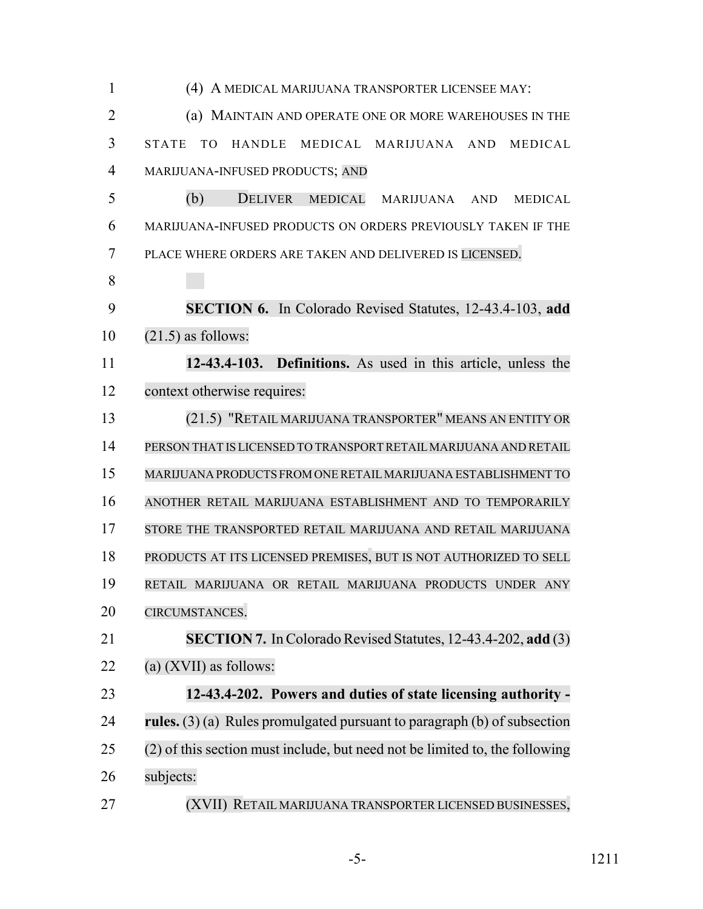(4) A MEDICAL MARIJUANA TRANSPORTER LICENSEE MAY:

(a) MAINTAIN AND OPERATE ONE OR MORE WAREHOUSES IN THE STATE TO HANDLE MEDICAL MARIJUANA AND MEDICAL MARIJUANA-INFUSED PRODUCTS; AND

(b) DELIVER MEDICAL MARIJUANA AND MEDICAL MARIJUANA-INFUSED PRODUCTS ON ORDERS PREVIOUSLY TAKEN IF THE PLACE WHERE ORDERS ARE TAKEN AND DELIVERED IS LICENSED.

**SECTION 6.** In Colorado Revised Statutes, 12-43.4-103, **add** (21.5) as follows:

**12-43.4-103. Definitions.** As used in this article, unless the context otherwise requires:

(21.5) "RETAIL MARIJUANA TRANSPORTER" MEANS AN ENTITY OR PERSON THAT IS LICENSED TO TRANSPORT RETAIL MARIJUANA AND RETAIL MARIJUANA PRODUCTS FROM ONE RETAIL MARIJUANA ESTABLISHMENT TO ANOTHER RETAIL MARIJUANA ESTABLISHMENT AND TO TEMPORARILY STORE THE TRANSPORTED RETAIL MARIJUANA AND RETAIL MARIJUANA PRODUCTS AT ITS LICENSED PREMISES, BUT IS NOT AUTHORIZED TO SELL RETAIL MARIJUANA OR RETAIL MARIJUANA PRODUCTS UNDER ANY CIRCUMSTANCES.

**SECTION 7.** In Colorado Revised Statutes, 12-43.4-202, **add** (3) (a) (XVII) as follows:

**12-43.4-202. Powers and duties of state licensing authority - rules.** (3) (a) Rules promulgated pursuant to paragraph (b) of subsection (2) of this section must include, but need not be limited to, the following subjects:

(XVII) RETAIL MARIJUANA TRANSPORTER LICENSED BUSINESSES,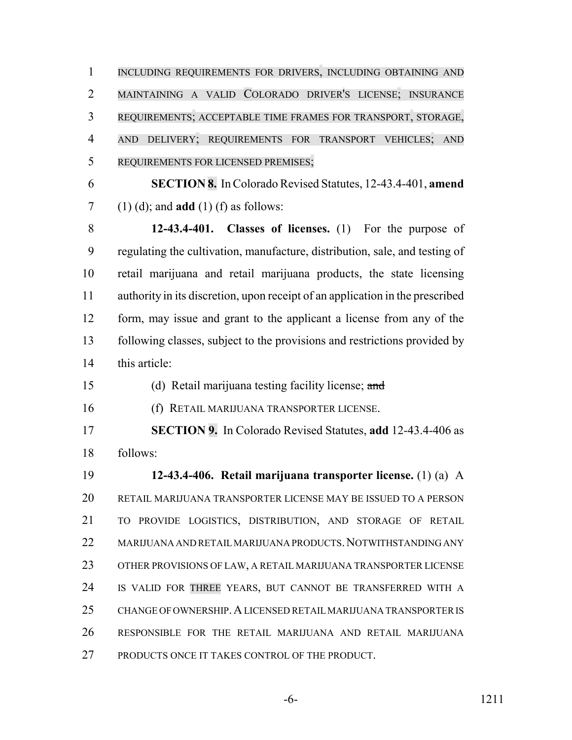INCLUDING REQUIREMENTS FOR DRIVERS, INCLUDING OBTAINING AND MAINTAINING A VALID COLORADO DRIVER'S LICENSE; INSURANCE REQUIREMENTS; ACCEPTABLE TIME FRAMES FOR TRANSPORT, STORAGE, AND DELIVERY; REQUIREMENTS FOR TRANSPORT VEHICLES; AND REQUIREMENTS FOR LICENSED PREMISES;

**SECTION 8.** In Colorado Revised Statutes, 12-43.4-401, **amend** (1) (d); and **add** (1) (f) as follows:

**12-43.4-401. Classes of licenses.** (1) For the purpose of regulating the cultivation, manufacture, distribution, sale, and testing of retail marijuana and retail marijuana products, the state licensing authority in its discretion, upon receipt of an application in the prescribed form, may issue and grant to the applicant a license from any of the following classes, subject to the provisions and restrictions provided by this article:

(d) Retail marijuana testing facility license; ~~and~~

(f) RETAIL MARIJUANA TRANSPORTER LICENSE.

**SECTION 9.** In Colorado Revised Statutes, **add** 12-43.4-406 as follows:

**12-43.4-406. Retail marijuana transporter license.** (1) (a) A RETAIL MARIJUANA TRANSPORTER LICENSE MAY BE ISSUED TO A PERSON TO PROVIDE LOGISTICS, DISTRIBUTION, AND STORAGE OF RETAIL MARIJUANA AND RETAIL MARIJUANA PRODUCTS. NOTWITHSTANDING ANY OTHER PROVISIONS OF LAW, A RETAIL MARIJUANA TRANSPORTER LICENSE IS VALID FOR THREE YEARS, BUT CANNOT BE TRANSFERRED WITH A CHANGE OF OWNERSHIP. A LICENSED RETAIL MARIJUANA TRANSPORTER IS RESPONSIBLE FOR THE RETAIL MARIJUANA AND RETAIL MARIJUANA PRODUCTS ONCE IT TAKES CONTROL OF THE PRODUCT.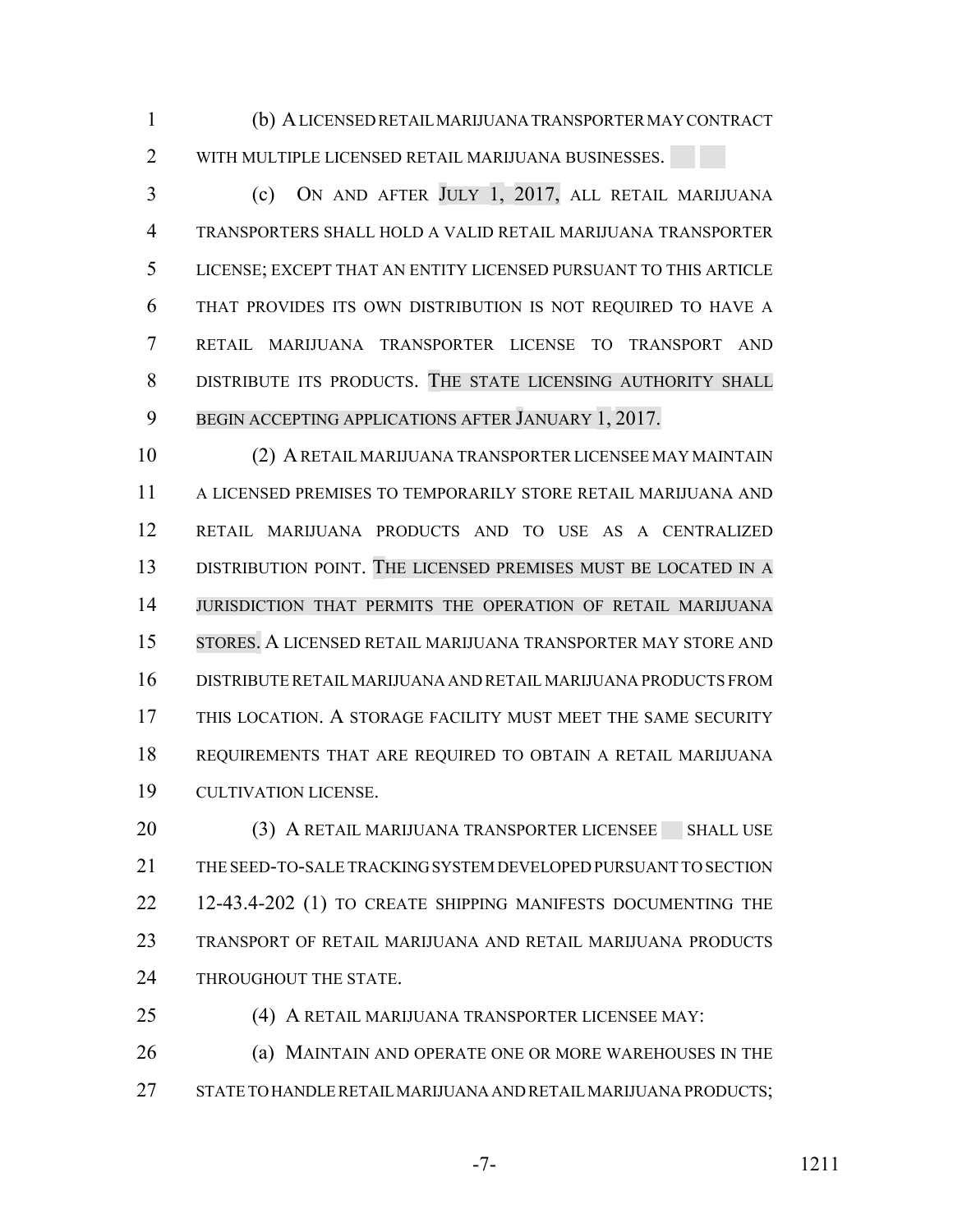(b) A LICENSED RETAIL MARIJUANA TRANSPORTER MAY CONTRACT WITH MULTIPLE LICENSED RETAIL MARIJUANA BUSINESSES.

(c) ON AND AFTER JULY 1, 2017, ALL RETAIL MARIJUANA TRANSPORTERS SHALL HOLD A VALID RETAIL MARIJUANA TRANSPORTER LICENSE; EXCEPT THAT AN ENTITY LICENSED PURSUANT TO THIS ARTICLE THAT PROVIDES ITS OWN DISTRIBUTION IS NOT REQUIRED TO HAVE A RETAIL MARIJUANA TRANSPORTER LICENSE TO TRANSPORT AND DISTRIBUTE ITS PRODUCTS. THE STATE LICENSING AUTHORITY SHALL BEGIN ACCEPTING APPLICATIONS AFTER JANUARY 1, 2017.

(2) A RETAIL MARIJUANA TRANSPORTER LICENSEE MAY MAINTAIN A LICENSED PREMISES TO TEMPORARILY STORE RETAIL MARIJUANA AND RETAIL MARIJUANA PRODUCTS AND TO USE AS A CENTRALIZED DISTRIBUTION POINT. THE LICENSED PREMISES MUST BE LOCATED IN A JURISDICTION THAT PERMITS THE OPERATION OF RETAIL MARIJUANA STORES. A LICENSED RETAIL MARIJUANA TRANSPORTER MAY STORE AND DISTRIBUTE RETAIL MARIJUANA AND RETAIL MARIJUANA PRODUCTS FROM THIS LOCATION. A STORAGE FACILITY MUST MEET THE SAME SECURITY REQUIREMENTS THAT ARE REQUIRED TO OBTAIN A RETAIL MARIJUANA CULTIVATION LICENSE.

(3) A RETAIL MARIJUANA TRANSPORTER LICENSEE SHALL USE THE SEED-TO-SALE TRACKING SYSTEM DEVELOPED PURSUANT TO SECTION 12-43.4-202 (1) TO CREATE SHIPPING MANIFESTS DOCUMENTING THE TRANSPORT OF RETAIL MARIJUANA AND RETAIL MARIJUANA PRODUCTS THROUGHOUT THE STATE.

(4) A RETAIL MARIJUANA TRANSPORTER LICENSEE MAY:

(a) MAINTAIN AND OPERATE ONE OR MORE WAREHOUSES IN THE STATE TO HANDLE RETAIL MARIJUANA AND RETAIL MARIJUANA PRODUCTS;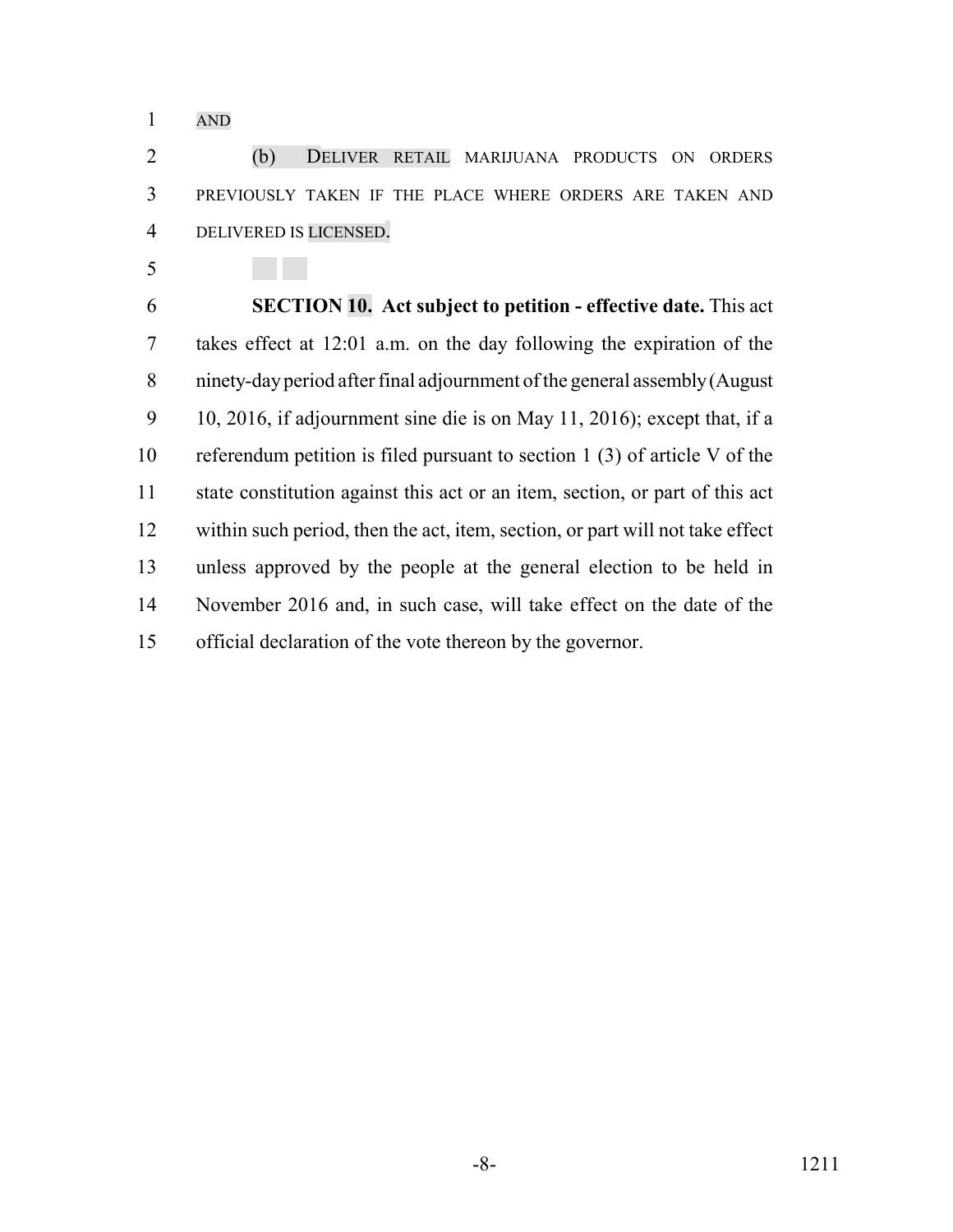AND

(b) DELIVER RETAIL MARIJUANA PRODUCTS ON ORDERS PREVIOUSLY TAKEN IF THE PLACE WHERE ORDERS ARE TAKEN AND DELIVERED IS LICENSED.

**SECTION 10. Act subject to petition - effective date.** This act takes effect at 12:01 a.m. on the day following the expiration of the ninety-day period after final adjournment of the general assembly (August 10, 2016, if adjournment sine die is on May 11, 2016); except that, if a referendum petition is filed pursuant to section 1 (3) of article V of the state constitution against this act or an item, section, or part of this act within such period, then the act, item, section, or part will not take effect unless approved by the people at the general election to be held in November 2016 and, in such case, will take effect on the date of the official declaration of the vote thereon by the governor.